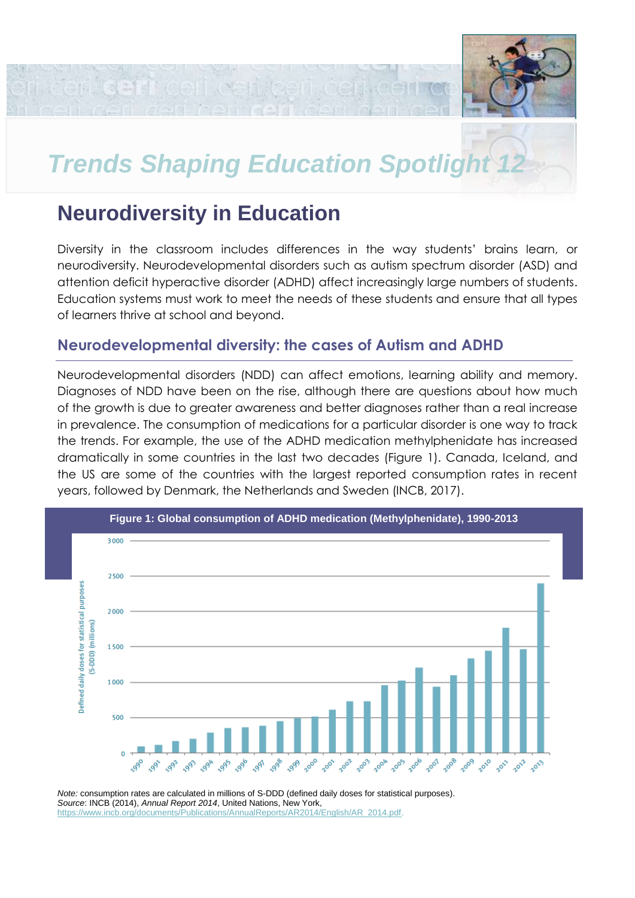# Trends Shaping Education Spotlight 12

## Neurodiversity in Education

Diversity in the classroom includes differences in the way students' brains learn, or neurodiversity. Neurodevelopmental disorders such as autism spectrum disorder (ASD) and attention deficit hyperactive disorder (ADHD) affect increasingly large numbers of students. Education systems must work to meet the needs of these students and ensure that all types of learners thrive at school and beyond.

### Neurodevelopmental diversity: the cases of Autism and ADHD

Neurodevelopmental disorders (NDD) can affect emotions, learning ability and memory. Diagnoses of NDD have been on the rise, although there are questions about how much of the growth is due to greater awareness and better diagnoses rather than a real increase in prevalence. The consumption of medications for a particular disorder is one way to track the trends. For example, the use of the ADHD medication methylphenidate has increased dramatically in some countries in the last two decades (Figure 1). Canada, Iceland, and the US are some of the countries with the largest reported consumption rates in recent years, followed by Denmark, the Netherlands and Sweden (INCB, 2017).

**Figure 1: Global consumption of ADHD medication (Methylphenidate), 1990-2013**

*Note:* consumption rates are calculated in millions of S-DDD (defined daily doses for statistical purposes).
*Source*: INCB (2014), *Annual Report 2014*, United Nations, New York, https://www.incb.org/documents/Publications/AnnualReports/AR2014/English/AR_2014.pdf.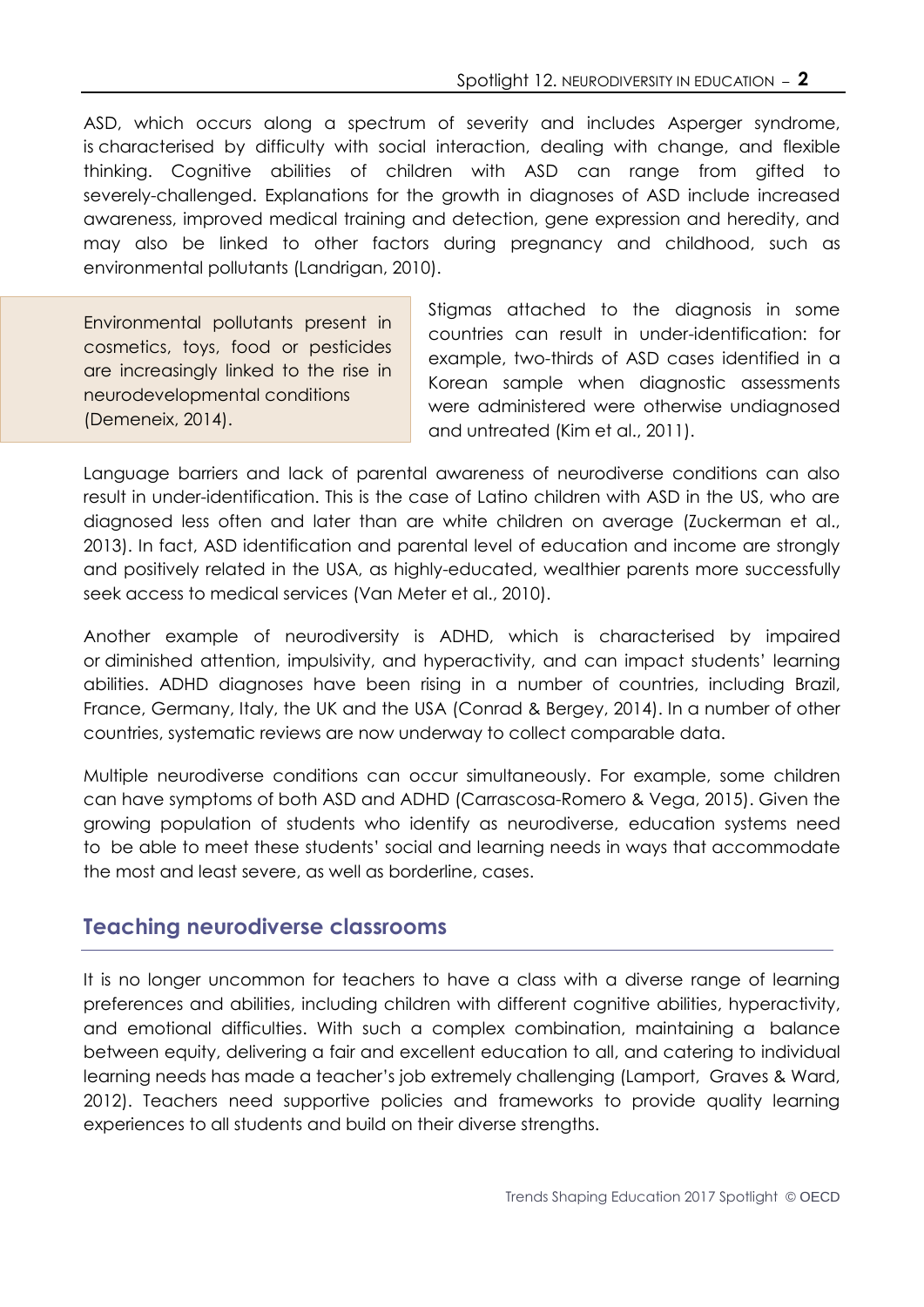ASD, which occurs along a spectrum of severity and includes Asperger syndrome, is characterised by difficulty with social interaction, dealing with change, and flexible thinking. Cognitive abilities of children with ASD can range from gifted to severely-challenged. Explanations for the growth in diagnoses of ASD include increased awareness, improved medical training and detection, gene expression and heredity, and may also be linked to other factors during pregnancy and childhood, such as environmental pollutants (Landrigan, 2010).

> Environmental pollutants present in cosmetics, toys, food or pesticides are increasingly linked to the rise in neurodevelopmental conditions (Demeneix, 2014).

Stigmas attached to the diagnosis in some countries can result in under-identification: for example, two-thirds of ASD cases identified in a Korean sample when diagnostic assessments were administered were otherwise undiagnosed and untreated (Kim et al., 2011).

Language barriers and lack of parental awareness of neurodiverse conditions can also result in under-identification. This is the case of Latino children with ASD in the US, who are diagnosed less often and later than are white children on average (Zuckerman et al., 2013). In fact, ASD identification and parental level of education and income are strongly and positively related in the USA, as highly-educated, wealthier parents more successfully seek access to medical services (Van Meter et al., 2010).

Another example of neurodiversity is ADHD, which is characterised by impaired or diminished attention, impulsivity, and hyperactivity, and can impact students' learning abilities. ADHD diagnoses have been rising in a number of countries, including Brazil, France, Germany, Italy, the UK and the USA (Conrad & Bergey, 2014). In a number of other countries, systematic reviews are now underway to collect comparable data.

Multiple neurodiverse conditions can occur simultaneously. For example, some children can have symptoms of both ASD and ADHD (Carrascosa-Romero & Vega, 2015). Given the growing population of students who identify as neurodiverse, education systems need to be able to meet these students' social and learning needs in ways that accommodate the most and least severe, as well as borderline, cases.

## Teaching neurodiverse classrooms

It is no longer uncommon for teachers to have a class with a diverse range of learning preferences and abilities, including children with different cognitive abilities, hyperactivity, and emotional difficulties. With such a complex combination, maintaining a balance between equity, delivering a fair and excellent education to all, and catering to individual learning needs has made a teacher's job extremely challenging (Lamport, Graves & Ward, 2012). Teachers need supportive policies and frameworks to provide quality learning experiences to all students and build on their diverse strengths.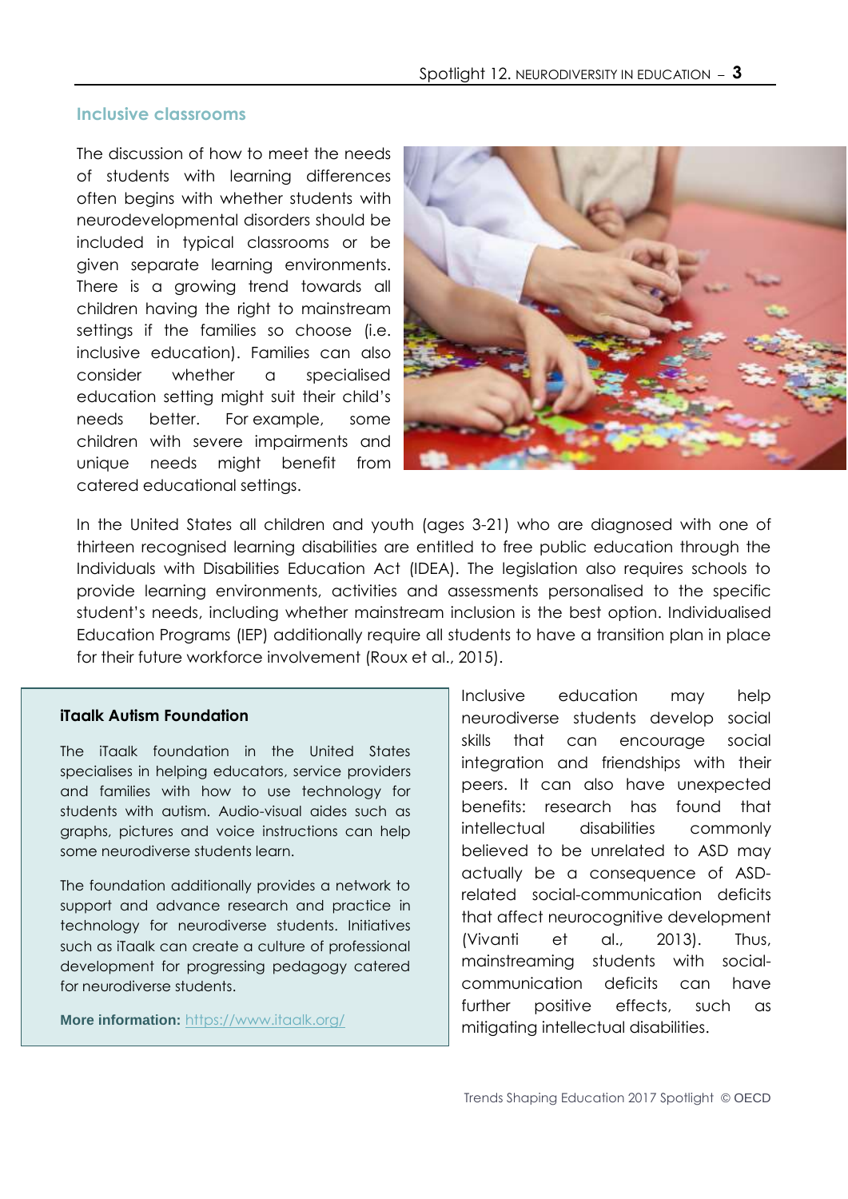## Inclusive classrooms

The discussion of how to meet the needs of students with learning differences often begins with whether students with neurodevelopmental disorders should be included in typical classrooms or be given separate learning environments. There is a growing trend towards all children having the right to mainstream settings if the families so choose (i.e. inclusive education). Families can also consider whether a specialised education setting might suit their child's needs better. For example, some children with severe impairments and unique needs might benefit from catered educational settings.

In the United States all children and youth (ages 3-21) who are diagnosed with one of thirteen recognised learning disabilities are entitled to free public education through the Individuals with Disabilities Education Act (IDEA). The legislation also requires schools to provide learning environments, activities and assessments personalised to the specific student's needs, including whether mainstream inclusion is the best option. Individualised Education Programs (IEP) additionally require all students to have a transition plan in place for their future workforce involvement (Roux et al., 2015).

> **iTaalk Autism Foundation**
>
> The iTaalk foundation in the United States specialises in helping educators, service providers and families with how to use technology for students with autism. Audio-visual aides such as graphs, pictures and voice instructions can help some neurodiverse students learn.
>
> The foundation additionally provides a network to support and advance research and practice in technology for neurodiverse students. Initiatives such as iTaalk can create a culture of professional development for progressing pedagogy catered for neurodiverse students.
>
> **More information:** [https://www.itaalk.org/](https://www.itaalk.org/)

Inclusive education may help neurodiverse students develop social skills that can encourage social integration and friendships with their peers. It can also have unexpected benefits: research has found that intellectual disabilities commonly believed to be unrelated to ASD may actually be a consequence of ASD-related social-communication deficits that affect neurocognitive development (Vivanti et al., 2013). Thus, mainstreaming students with social-communication deficits can have further positive effects, such as mitigating intellectual disabilities.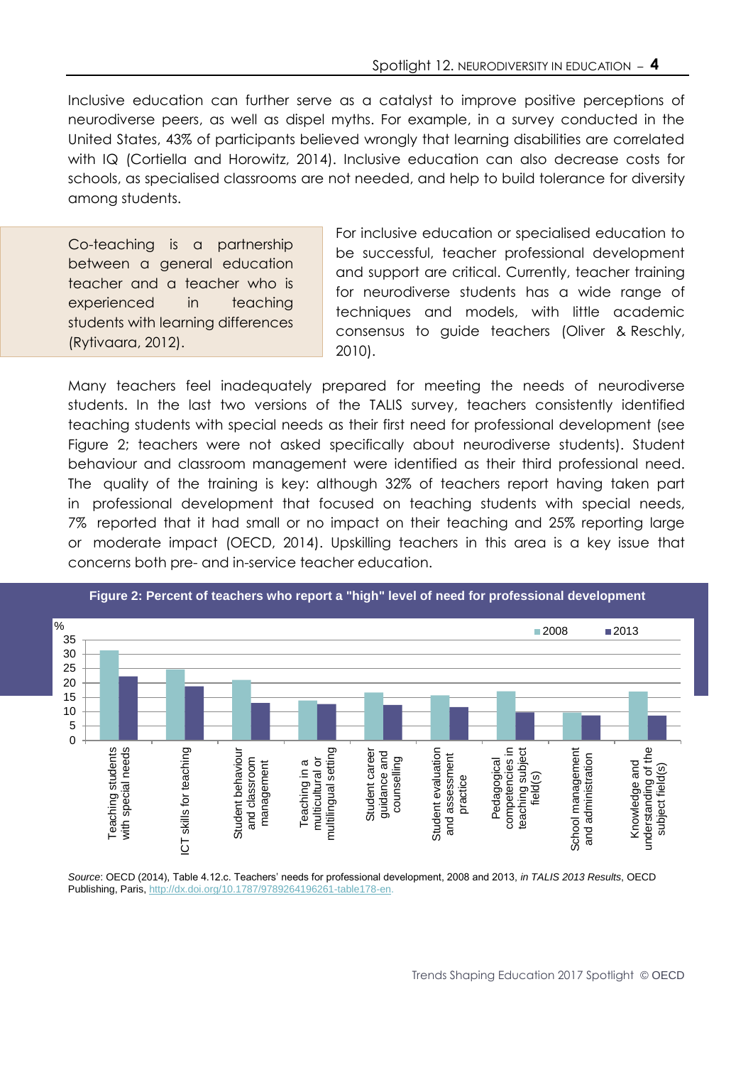Inclusive education can further serve as a catalyst to improve positive perceptions of neurodiverse peers, as well as dispel myths. For example, in a survey conducted in the United States, 43% of participants believed wrongly that learning disabilities are correlated with IQ (Cortiella and Horowitz, 2014). Inclusive education can also decrease costs for schools, as specialised classrooms are not needed, and help to build tolerance for diversity among students.

> Co-teaching is a partnership between a general education teacher and a teacher who is experienced in teaching students with learning differences (Rytivaara, 2012).

For inclusive education or specialised education to be successful, teacher professional development and support are critical. Currently, teacher training for neurodiverse students has a wide range of techniques and models, with little academic consensus to guide teachers (Oliver & Reschly, 2010).

Many teachers feel inadequately prepared for meeting the needs of neurodiverse students. In the last two versions of the TALIS survey, teachers consistently identified teaching students with special needs as their first need for professional development (see Figure 2; teachers were not asked specifically about neurodiverse students). Student behaviour and classroom management were identified as their third professional need. The quality of the training is key: although 32% of teachers report having taken part in professional development that focused on teaching students with special needs, 7% reported that it had small or no impact on their teaching and 25% reporting large or moderate impact (OECD, 2014). Upskilling teachers in this area is a key issue that concerns both pre- and in-service teacher education.

**Figure 2: Percent of teachers who report a "high" level of need for professional development**

| % | 2008 | 2013 |
|---|---|---|
| Teaching students with special needs | 31 | 22 |
| ICT skills for teaching | 24.5 | 18.5 |
| Student behaviour and classroom management | 21 | 13 |
| Teaching in a multicultural or multilingual setting | 14 | 12.5 |
| Student career guidance and counselling | 16.5 | 12 |
| Student evaluation and assessment practice | 15.5 | 11.5 |
| Pedagogical competencies in teaching subject field(s) | 17 | 9.5 |
| School management and administration | 9.5 | 8.5 |
| Knowledge and understanding of the subject field(s) | 17 | 8.5 |

*Source*: OECD (2014), Table 4.12.c. Teachers' needs for professional development, 2008 and 2013, *in TALIS 2013 Results*, OECD Publishing, Paris, http://dx.doi.org/10.1787/9789264196261-table178-en.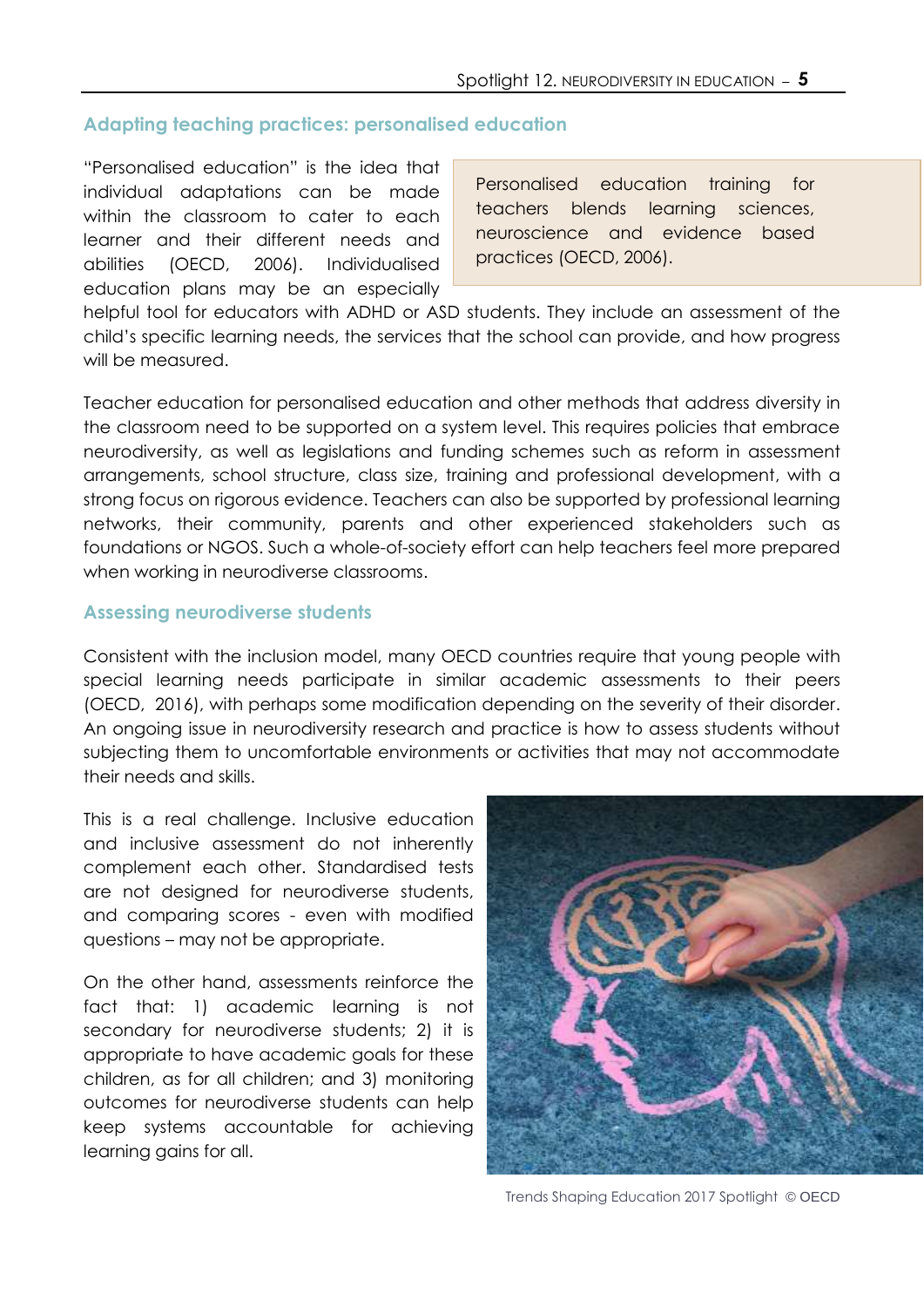## Adapting teaching practices: personalised education

"Personalised education" is the idea that individual adaptations can be made within the classroom to cater to each learner and their different needs and abilities (OECD, 2006). Individualised education plans may be an especially helpful tool for educators with ADHD or ASD students. They include an assessment of the child's specific learning needs, the services that the school can provide, and how progress will be measured.

> Personalised education training for teachers blends learning sciences, neuroscience and evidence based practices (OECD, 2006).

Teacher education for personalised education and other methods that address diversity in the classroom need to be supported on a system level. This requires policies that embrace neurodiversity, as well as legislations and funding schemes such as reform in assessment arrangements, school structure, class size, training and professional development, with a strong focus on rigorous evidence. Teachers can also be supported by professional learning networks, their community, parents and other experienced stakeholders such as foundations or NGOS. Such a whole-of-society effort can help teachers feel more prepared when working in neurodiverse classrooms.

## Assessing neurodiverse students

Consistent with the inclusion model, many OECD countries require that young people with special learning needs participate in similar academic assessments to their peers (OECD, 2016), with perhaps some modification depending on the severity of their disorder. An ongoing issue in neurodiversity research and practice is how to assess students without subjecting them to uncomfortable environments or activities that may not accommodate their needs and skills.

This is a real challenge. Inclusive education and inclusive assessment do not inherently complement each other. Standardised tests are not designed for neurodiverse students, and comparing scores - even with modified questions – may not be appropriate.

On the other hand, assessments reinforce the fact that: 1) academic learning is not secondary for neurodiverse students; 2) it is appropriate to have academic goals for these children, as for all children; and 3) monitoring outcomes for neurodiverse students can help keep systems accountable for achieving learning gains for all.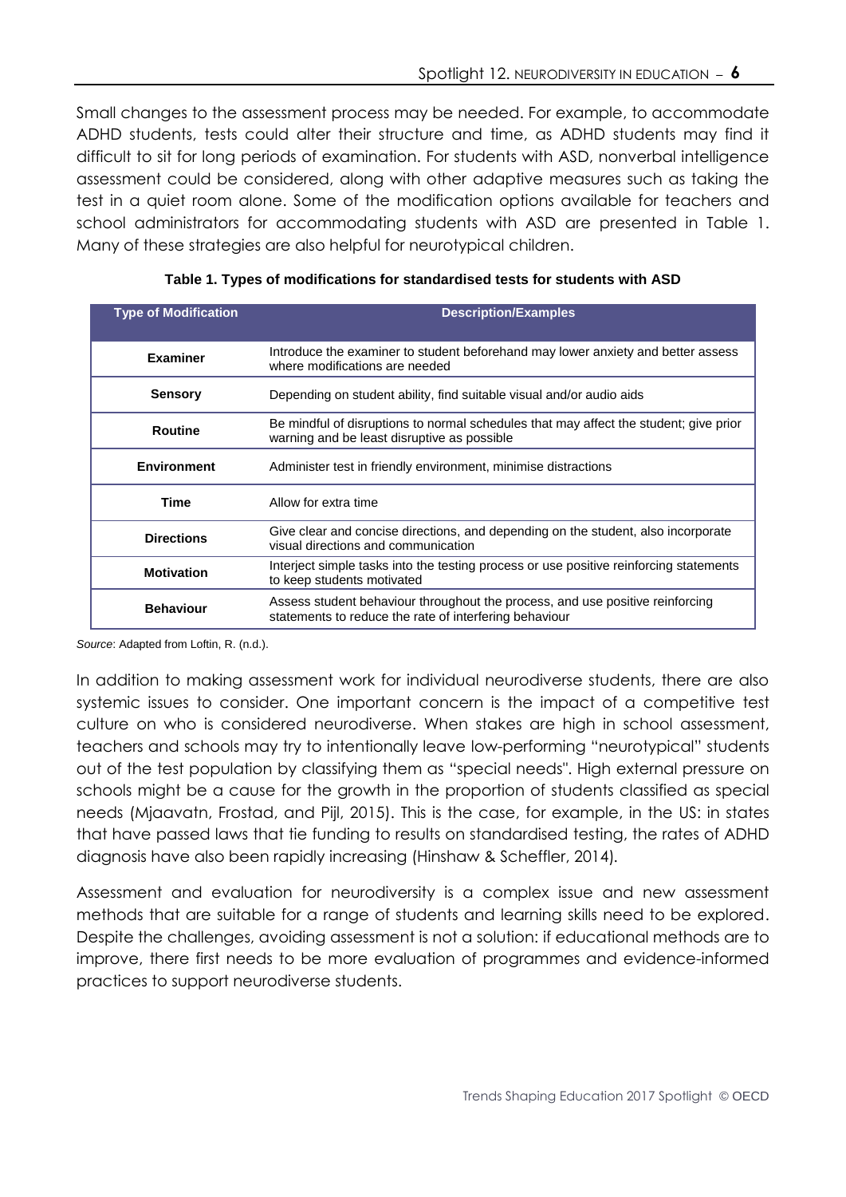Small changes to the assessment process may be needed. For example, to accommodate ADHD students, tests could alter their structure and time, as ADHD students may find it difficult to sit for long periods of examination. For students with ASD, nonverbal intelligence assessment could be considered, along with other adaptive measures such as taking the test in a quiet room alone. Some of the modification options available for teachers and school administrators for accommodating students with ASD are presented in Table 1. Many of these strategies are also helpful for neurotypical children.

**Table 1. Types of modifications for standardised tests for students with ASD**

| Type of Modification | Description/Examples |
|---|---|
| **Examiner** | Introduce the examiner to student beforehand may lower anxiety and better assess where modifications are needed |
| **Sensory** | Depending on student ability, find suitable visual and/or audio aids |
| **Routine** | Be mindful of disruptions to normal schedules that may affect the student; give prior warning and be least disruptive as possible |
| **Environment** | Administer test in friendly environment, minimise distractions |
| **Time** | Allow for extra time |
| **Directions** | Give clear and concise directions, and depending on the student, also incorporate visual directions and communication |
| **Motivation** | Interject simple tasks into the testing process or use positive reinforcing statements to keep students motivated |
| **Behaviour** | Assess student behaviour throughout the process, and use positive reinforcing statements to reduce the rate of interfering behaviour |

*Source*: Adapted from Loftin, R. (n.d.).

In addition to making assessment work for individual neurodiverse students, there are also systemic issues to consider. One important concern is the impact of a competitive test culture on who is considered neurodiverse. When stakes are high in school assessment, teachers and schools may try to intentionally leave low-performing "neurotypical" students out of the test population by classifying them as "special needs". High external pressure on schools might be a cause for the growth in the proportion of students classified as special needs (Mjaavatn, Frostad, and Pijl, 2015). This is the case, for example, in the US: in states that have passed laws that tie funding to results on standardised testing, the rates of ADHD diagnosis have also been rapidly increasing (Hinshaw & Scheffler, 2014).

Assessment and evaluation for neurodiversity is a complex issue and new assessment methods that are suitable for a range of students and learning skills need to be explored. Despite the challenges, avoiding assessment is not a solution: if educational methods are to improve, there first needs to be more evaluation of programmes and evidence-informed practices to support neurodiverse students.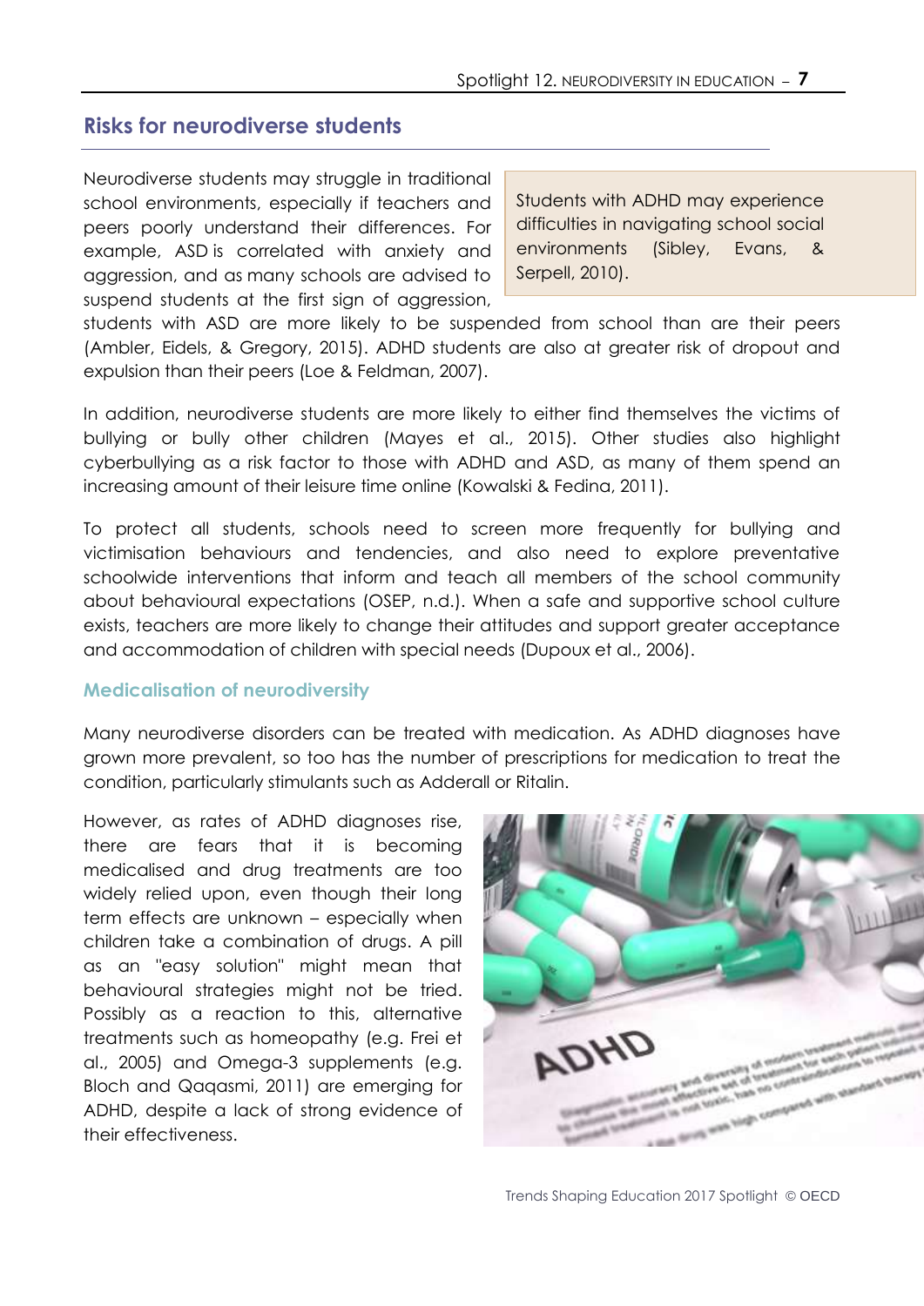## Risks for neurodiverse students

> Students with ADHD may experience difficulties in navigating school social environments (Sibley, Evans, & Serpell, 2010).

Neurodiverse students may struggle in traditional school environments, especially if teachers and peers poorly understand their differences. For example, ASD is correlated with anxiety and aggression, and as many schools are advised to suspend students at the first sign of aggression, students with ASD are more likely to be suspended from school than are their peers (Ambler, Eidels, & Gregory, 2015). ADHD students are also at greater risk of dropout and expulsion than their peers (Loe & Feldman, 2007).

In addition, neurodiverse students are more likely to either find themselves the victims of bullying or bully other children (Mayes et al., 2015). Other studies also highlight cyberbullying as a risk factor to those with ADHD and ASD, as many of them spend an increasing amount of their leisure time online (Kowalski & Fedina, 2011).

To protect all students, schools need to screen more frequently for bullying and victimisation behaviours and tendencies, and also need to explore preventative schoolwide interventions that inform and teach all members of the school community about behavioural expectations (OSEP, n.d.). When a safe and supportive school culture exists, teachers are more likely to change their attitudes and support greater acceptance and accommodation of children with special needs (Dupoux et al., 2006).

### Medicalisation of neurodiversity

Many neurodiverse disorders can be treated with medication. As ADHD diagnoses have grown more prevalent, so too has the number of prescriptions for medication to treat the condition, particularly stimulants such as Adderall or Ritalin.

However, as rates of ADHD diagnoses rise, there are fears that it is becoming medicalised and drug treatments are too widely relied upon, even though their long term effects are unknown – especially when children take a combination of drugs. A pill as an "easy solution" might mean that behavioural strategies might not be tried. Possibly as a reaction to this, alternative treatments such as homeopathy (e.g. Frei et al., 2005) and Omega-3 supplements (e.g. Bloch and Qaqasmi, 2011) are emerging for ADHD, despite a lack of strong evidence of their effectiveness.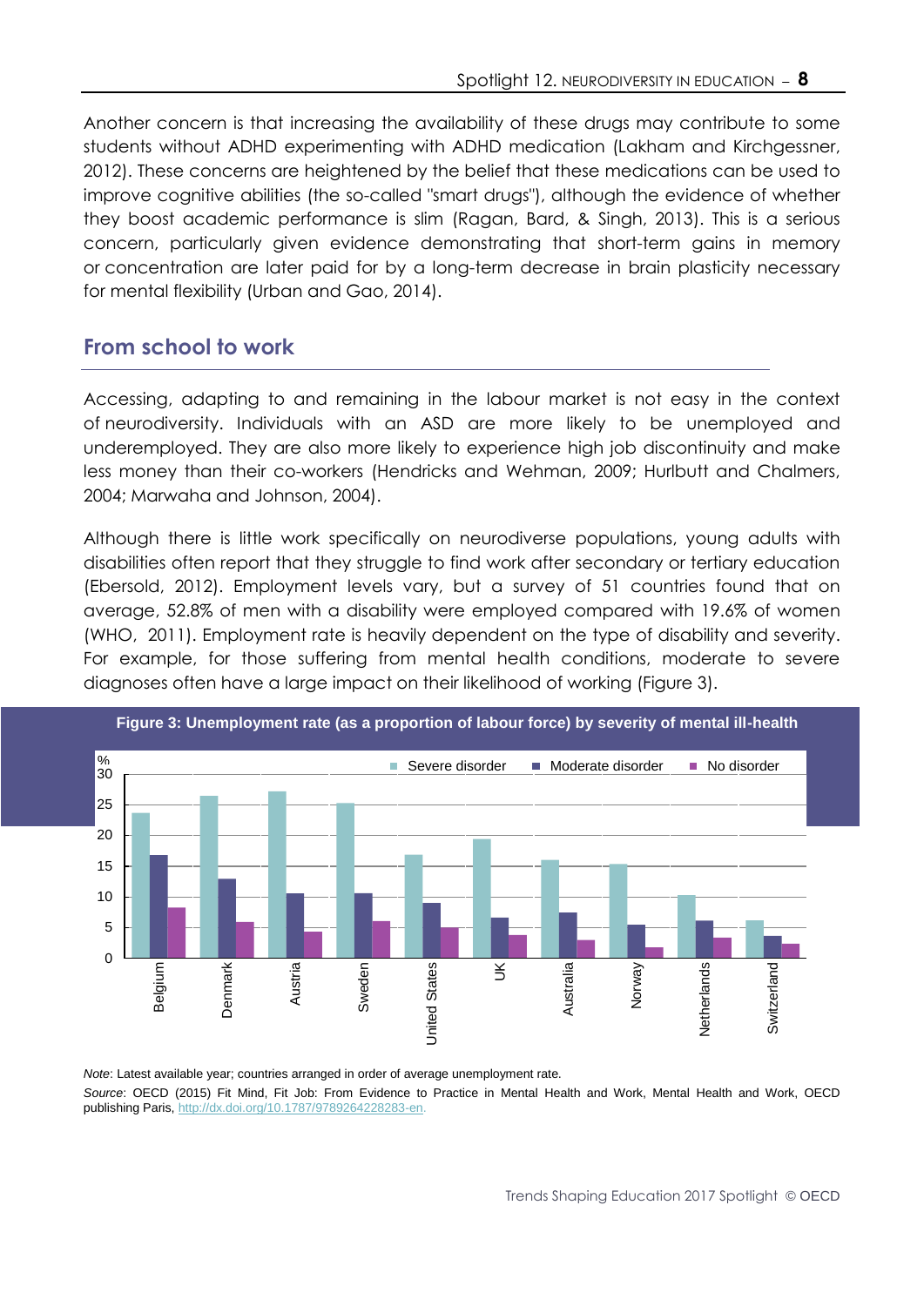Another concern is that increasing the availability of these drugs may contribute to some students without ADHD experimenting with ADHD medication (Lakham and Kirchgessner, 2012). These concerns are heightened by the belief that these medications can be used to improve cognitive abilities (the so-called "smart drugs"), although the evidence of whether they boost academic performance is slim (Ragan, Bard, & Singh, 2013). This is a serious concern, particularly given evidence demonstrating that short-term gains in memory or concentration are later paid for by a long-term decrease in brain plasticity necessary for mental flexibility (Urban and Gao, 2014).

## From school to work

Accessing, adapting to and remaining in the labour market is not easy in the context of neurodiversity. Individuals with an ASD are more likely to be unemployed and underemployed. They are also more likely to experience high job discontinuity and make less money than their co-workers (Hendricks and Wehman, 2009; Hurlbutt and Chalmers, 2004; Marwaha and Johnson, 2004).

Although there is little work specifically on neurodiverse populations, young adults with disabilities often report that they struggle to find work after secondary or tertiary education (Ebersold, 2012). Employment levels vary, but a survey of 51 countries found that on average, 52.8% of men with a disability were employed compared with 19.6% of women (WHO, 2011). Employment rate is heavily dependent on the type of disability and severity. For example, for those suffering from mental health conditions, moderate to severe diagnoses often have a large impact on their likelihood of working (Figure 3).

**Figure 3: Unemployment rate (as a proportion of labour force) by severity of mental ill-health**

*Note*: Latest available year; countries arranged in order of average unemployment rate.

*Source*: OECD (2015) Fit Mind, Fit Job: From Evidence to Practice in Mental Health and Work, Mental Health and Work, OECD publishing Paris, http://dx.doi.org/10.1787/9789264228283-en.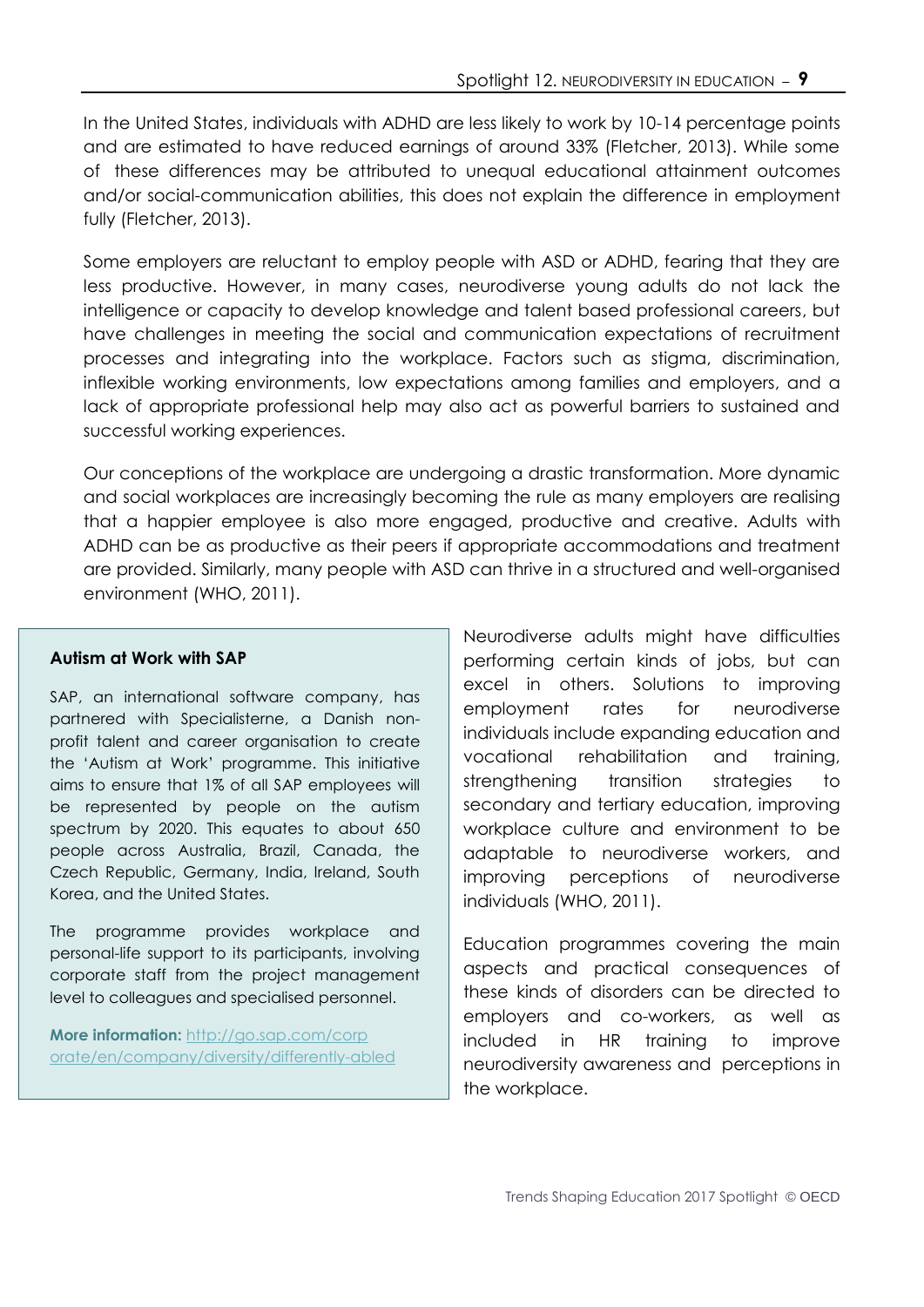In the United States, individuals with ADHD are less likely to work by 10-14 percentage points and are estimated to have reduced earnings of around 33% (Fletcher, 2013). While some of these differences may be attributed to unequal educational attainment outcomes and/or social-communication abilities, this does not explain the difference in employment fully (Fletcher, 2013).

Some employers are reluctant to employ people with ASD or ADHD, fearing that they are less productive. However, in many cases, neurodiverse young adults do not lack the intelligence or capacity to develop knowledge and talent based professional careers, but have challenges in meeting the social and communication expectations of recruitment processes and integrating into the workplace. Factors such as stigma, discrimination, inflexible working environments, low expectations among families and employers, and a lack of appropriate professional help may also act as powerful barriers to sustained and successful working experiences.

Our conceptions of the workplace are undergoing a drastic transformation. More dynamic and social workplaces are increasingly becoming the rule as many employers are realising that a happier employee is also more engaged, productive and creative. Adults with ADHD can be as productive as their peers if appropriate accommodations and treatment are provided. Similarly, many people with ASD can thrive in a structured and well-organised environment (WHO, 2011).

**Autism at Work with SAP**

SAP, an international software company, has partnered with Specialisterne, a Danish non-profit talent and career organisation to create the 'Autism at Work' programme. This initiative aims to ensure that 1% of all SAP employees will be represented by people on the autism spectrum by 2020. This equates to about 650 people across Australia, Brazil, Canada, the Czech Republic, Germany, India, Ireland, South Korea, and the United States.

The programme provides workplace and personal-life support to its participants, involving corporate staff from the project management level to colleagues and specialised personnel.

**More information:** http://go.sap.com/corporate/en/company/diversity/differently-abled

Neurodiverse adults might have difficulties performing certain kinds of jobs, but can excel in others. Solutions to improving employment rates for neurodiverse individuals include expanding education and vocational rehabilitation and training, strengthening transition strategies to secondary and tertiary education, improving workplace culture and environment to be adaptable to neurodiverse workers, and improving perceptions of neurodiverse individuals (WHO, 2011).

Education programmes covering the main aspects and practical consequences of these kinds of disorders can be directed to employers and co-workers, as well as included in HR training to improve neurodiversity awareness and perceptions in the workplace.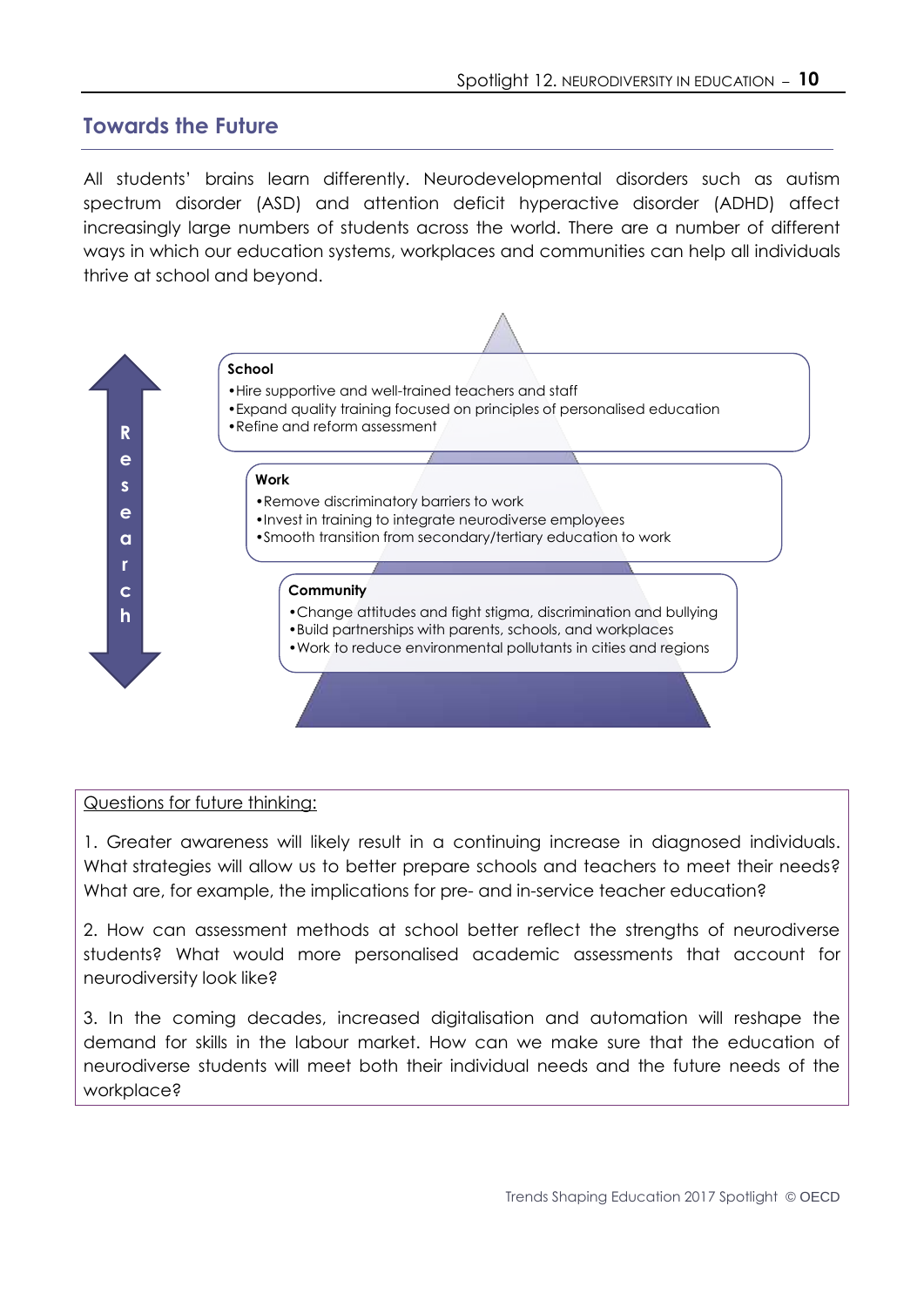## Towards the Future

All students' brains learn differently. Neurodevelopmental disorders such as autism spectrum disorder (ASD) and attention deficit hyperactive disorder (ADHD) affect increasingly large numbers of students across the world. There are a number of different ways in which our education systems, workplaces and communities can help all individuals thrive at school and beyond.

Research

**School**
- Hire supportive and well-trained teachers and staff
- Expand quality training focused on principles of personalised education
- Refine and reform assessment

**Work**
- Remove discriminatory barriers to work
- Invest in training to integrate neurodiverse employees
- Smooth transition from secondary/tertiary education to work

**Community**
- Change attitudes and fight stigma, discrimination and bullying
- Build partnerships with parents, schools, and workplaces
- Work to reduce environmental pollutants in cities and regions

Questions for future thinking:

1. Greater awareness will likely result in a continuing increase in diagnosed individuals. What strategies will allow us to better prepare schools and teachers to meet their needs? What are, for example, the implications for pre- and in-service teacher education?

2. How can assessment methods at school better reflect the strengths of neurodiverse students? What would more personalised academic assessments that account for neurodiversity look like?

3. In the coming decades, increased digitalisation and automation will reshape the demand for skills in the labour market. How can we make sure that the education of neurodiverse students will meet both their individual needs and the future needs of the workplace?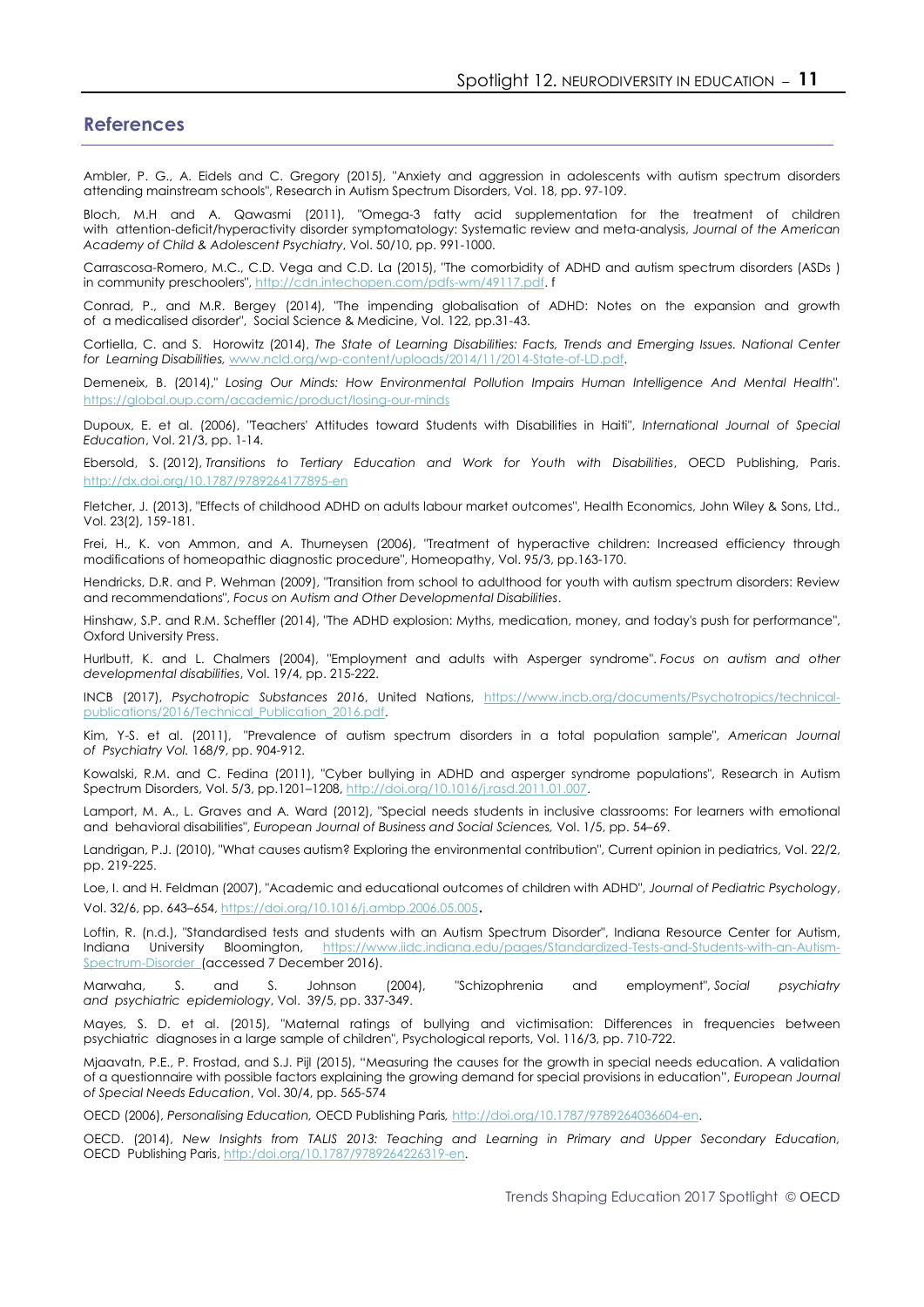## References

Ambler, P. G., A. Eidels and C. Gregory (2015), "Anxiety and aggression in adolescents with autism spectrum disorders attending mainstream schools", Research in Autism Spectrum Disorders, Vol. 18, pp. 97-109.

Bloch, M.H and A. Qawasmi (2011), "Omega-3 fatty acid supplementation for the treatment of children with attention-deficit/hyperactivity disorder symptomatology: Systematic review and meta-analysis, *Journal of the American Academy of Child & Adolescent Psychiatry*, Vol. 50/10, pp. 991-1000.

Carrascosa-Romero, M.C., C.D. Vega and C.D. La (2015), "The comorbidity of ADHD and autism spectrum disorders (ASDs ) in community preschoolers", http://cdn.intechopen.com/pdfs-wm/49117.pdf. f

Conrad, P., and M.R. Bergey (2014), "The impending globalisation of ADHD: Notes on the expansion and growth of a medicalised disorder", Social Science & Medicine, Vol. 122, pp.31-43.

Cortiella, C. and S. Horowitz (2014), *The State of Learning Disabilities: Facts, Trends and Emerging Issues. National Center for Learning Disabilities,* www.ncld.org/wp-content/uploads/2014/11/2014-State-of-LD.pdf.

Demeneix, B. (2014)," *Losing Our Minds: How Environmental Pollution Impairs Human Intelligence And Mental Health*". https://global.oup.com/academic/product/losing-our-minds

Dupoux, E. et al. (2006), "Teachers' Attitudes toward Students with Disabilities in Haiti", *International Journal of Special Education*, Vol. 21/3, pp. 1-14.

Ebersold, S. (2012), *Transitions to Tertiary Education and Work for Youth with Disabilities*, OECD Publishing, Paris. http://dx.doi.org/10.1787/9789264177895-en

Fletcher, J. (2013), "Effects of childhood ADHD on adults labour market outcomes", Health Economics, John Wiley & Sons, Ltd., Vol. 23(2), 159-181.

Frei, H., K. von Ammon, and A. Thurneysen (2006), "Treatment of hyperactive children: Increased efficiency through modifications of homeopathic diagnostic procedure", Homeopathy, Vol. 95/3, pp.163-170.

Hendricks, D.R. and P. Wehman (2009), "Transition from school to adulthood for youth with autism spectrum disorders: Review and recommendations", *Focus on Autism and Other Developmental Disabilities*.

Hinshaw, S.P. and R.M. Scheffler (2014), "The ADHD explosion: Myths, medication, money, and today's push for performance", Oxford University Press.

Hurlbutt, K. and L. Chalmers (2004), "Employment and adults with Asperger syndrome". *Focus on autism and other developmental disabilities*, Vol. 19/4, pp. 215-222.

INCB (2017), *Psychotropic Substances 2016*, United Nations, https://www.incb.org/documents/Psychotropics/technical-publications/2016/Technical_Publication_2016.pdf.

Kim, Y-S. et al. (2011), "Prevalence of autism spectrum disorders in a total population sample", *American Journal of Psychiatry Vol.* 168/9, pp. 904-912.

Kowalski, R.M. and C. Fedina (2011), "Cyber bullying in ADHD and asperger syndrome populations", Research in Autism Spectrum Disorders, Vol. 5/3, pp.1201–1208, http://doi.org/10.1016/j.rasd.2011.01.007.

Lamport, M. A., L. Graves and A. Ward (2012), "Special needs students in inclusive classrooms: For learners with emotional and behavioral disabilities", *European Journal of Business and Social Sciences,* Vol. 1/5, pp. 54–69.

Landrigan, P.J. (2010), "What causes autism? Exploring the environmental contribution", Current opinion in pediatrics, Vol. 22/2, pp. 219-225.

Loe, I. and H. Feldman (2007), "Academic and educational outcomes of children with ADHD", *Journal of Pediatric Psychology*, Vol. 32/6, pp. 643–654, https://doi.org/10.1016/j.ambp.2006.05.005.

Loftin, R. (n.d.), "Standardised tests and students with an Autism Spectrum Disorder", Indiana Resource Center for Autism, Indiana University Bloomington, https://www.iidc.indiana.edu/pages/Standardized-Tests-and-Students-with-an-Autism-Spectrum-Disorder (accessed 7 December 2016).

Marwaha, S. and S. Johnson (2004), "Schizophrenia and employment", *Social psychiatry and psychiatric epidemiology*, Vol. 39/5, pp. 337-349.

Mayes, S. D. et al. (2015), "Maternal ratings of bullying and victimisation: Differences in frequencies between psychiatric diagnoses in a large sample of children", Psychological reports, Vol. 116/3, pp. 710-722.

Mjaavatn, P.E., P. Frostad, and S.J. Pijl (2015), "Measuring the causes for the growth in special needs education. A validation of a questionnaire with possible factors explaining the growing demand for special provisions in education", *European Journal of Special Needs Education*, Vol. 30/4, pp. 565-574

OECD (2006), *Personalising Education,* OECD Publishing Paris, http://doi.org/10.1787/9789264036604-en.

OECD. (2014), *New Insights from TALIS 2013: Teaching and Learning in Primary and Upper Secondary Education*, OECD Publishing Paris, http:/doi.org/10.1787/9789264226319-en.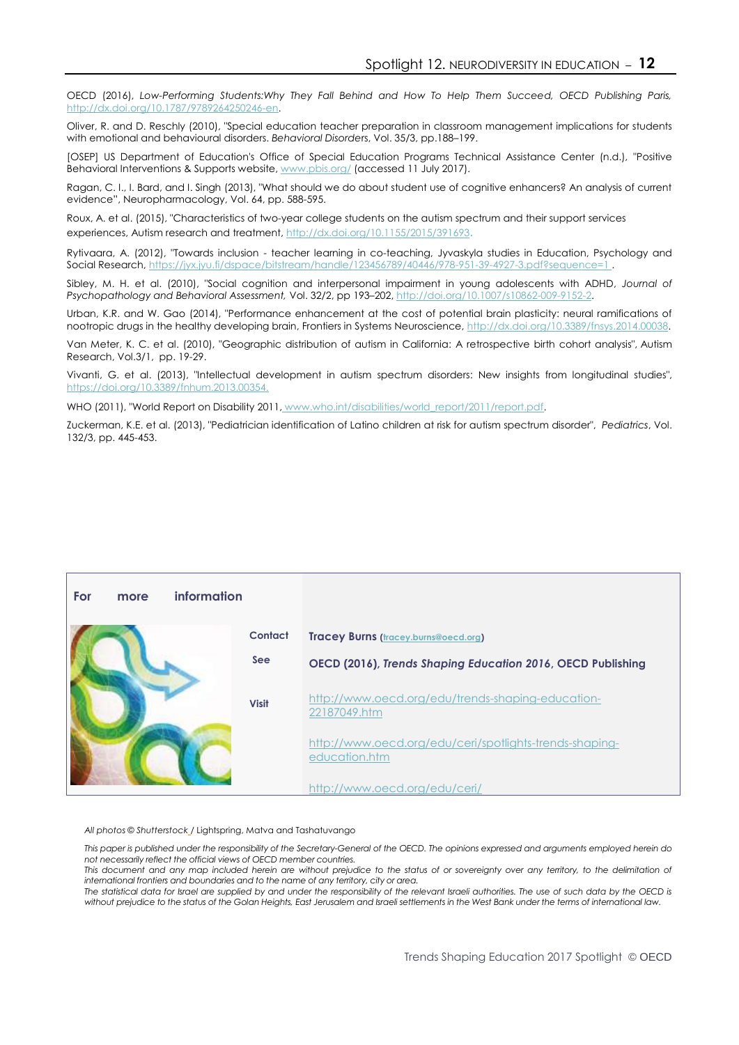OECD (2016), *Low-Performing Students:Why They Fall Behind and How To Help Them Succeed, OECD Publishing Paris,* http://dx.doi.org/10.1787/9789264250246-en.

Oliver, R. and D. Reschly (2010), "Special education teacher preparation in classroom management implications for students with emotional and behavioural disorders. *Behavioral Disorders*, Vol. 35/3, pp.188–199.

[OSEP] US Department of Education's Office of Special Education Programs Technical Assistance Center (n.d.), "Positive Behavioral Interventions & Supports website, www.pbis.org/ (accessed 11 July 2017).

Ragan, C. I., I. Bard, and I. Singh (2013), "What should we do about student use of cognitive enhancers? An analysis of current evidence", Neuropharmacology, Vol. 64, pp. 588-595.

Roux, A. et al. (2015), "Characteristics of two-year college students on the autism spectrum and their support services experiences, Autism research and treatment, http://dx.doi.org/10.1155/2015/391693.

Rytivaara, A. (2012), "Towards inclusion - teacher learning in co-teaching, Jyvaskyla studies in Education, Psychology and Social Research, https://jyx.jyu.fi/dspace/bitstream/handle/123456789/40446/978-951-39-4927-3.pdf?sequence=1 .

Sibley, M. H. et al. (2010), "Social cognition and interpersonal impairment in young adolescents with ADHD, *Journal of Psychopathology and Behavioral Assessment,* Vol. 32/2, pp 193–202, http://doi.org/10.1007/s10862-009-9152-2.

Urban, K.R. and W. Gao (2014), "Performance enhancement at the cost of potential brain plasticity: neural ramifications of nootropic drugs in the healthy developing brain, Frontiers in Systems Neuroscience, http://dx.doi.org/10.3389/fnsys.2014.00038.

Van Meter, K. C. et al. (2010), "Geographic distribution of autism in California: A retrospective birth cohort analysis", Autism Research, Vol.3/1, pp. 19-29.

Vivanti, G. et al. (2013), "Intellectual development in autism spectrum disorders: New insights from longitudinal studies", https://doi.org/10.3389/fnhum.2013.00354.

WHO (2011), "World Report on Disability 2011, www.who.int/disabilities/world_report/2011/report.pdf.

Zuckerman, K.E. et al. (2013), "Pediatrician identification of Latino children at risk for autism spectrum disorder", *Pediatrics*, Vol. 132/3, pp. 445-453.

**For more information**

**Contact** **Tracey Burns** (tracey.burns@oecd.org)

**See** **OECD (2016), *Trends Shaping Education 2016*, OECD Publishing**

**Visit** http://www.oecd.org/edu/trends-shaping-education-22187049.htm

http://www.oecd.org/edu/ceri/spotlights-trends-shaping-education.htm

http://www.oecd.org/edu/ceri/

*All photos © Shutterstock* / Lightspring, Matva and Tashatuvango

*This paper is published under the responsibility of the Secretary-General of the OECD. The opinions expressed and arguments employed herein do not necessarily reflect the official views of OECD member countries.*
*This document and any map included herein are without prejudice to the status of or sovereignty over any territory, to the delimitation of international frontiers and boundaries and to the name of any territory, city or area.*
*The statistical data for Israel are supplied by and under the responsibility of the relevant Israeli authorities. The use of such data by the OECD is without prejudice to the status of the Golan Heights, East Jerusalem and Israeli settlements in the West Bank under the terms of international law.*